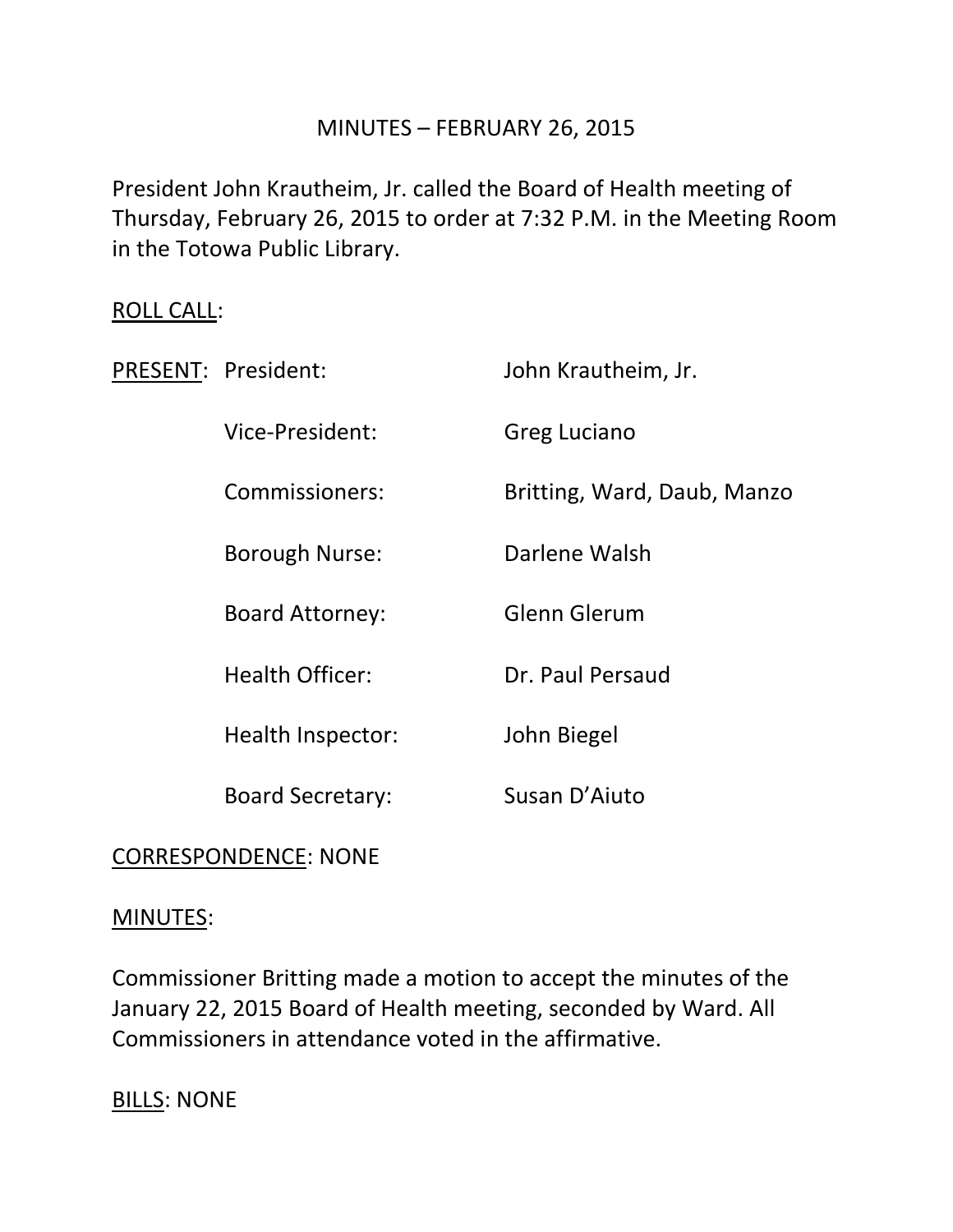# MINUTES – FEBRUARY 26, 2015

President John Krautheim, Jr. called the Board of Health meeting of Thursday, February 26, 2015 to order at 7:32 P.M. in the Meeting Room in the Totowa Public Library.

ROLL CALL:

| PRESENT: | | |
|---|---|---|
| | President: | John Krautheim, Jr. |
| | Vice-President: | Greg Luciano |
| | Commissioners: | Britting, Ward, Daub, Manzo |
| | Borough Nurse: | Darlene Walsh |
| | Board Attorney: | Glenn Glerum |
| | Health Officer: | Dr. Paul Persaud |
| | Health Inspector: | John Biegel |
| | Board Secretary: | Susan D'Aiuto |

CORRESPONDENCE: NONE

MINUTES:

Commissioner Britting made a motion to accept the minutes of the January 22, 2015 Board of Health meeting, seconded by Ward. All Commissioners in attendance voted in the affirmative.

BILLS: NONE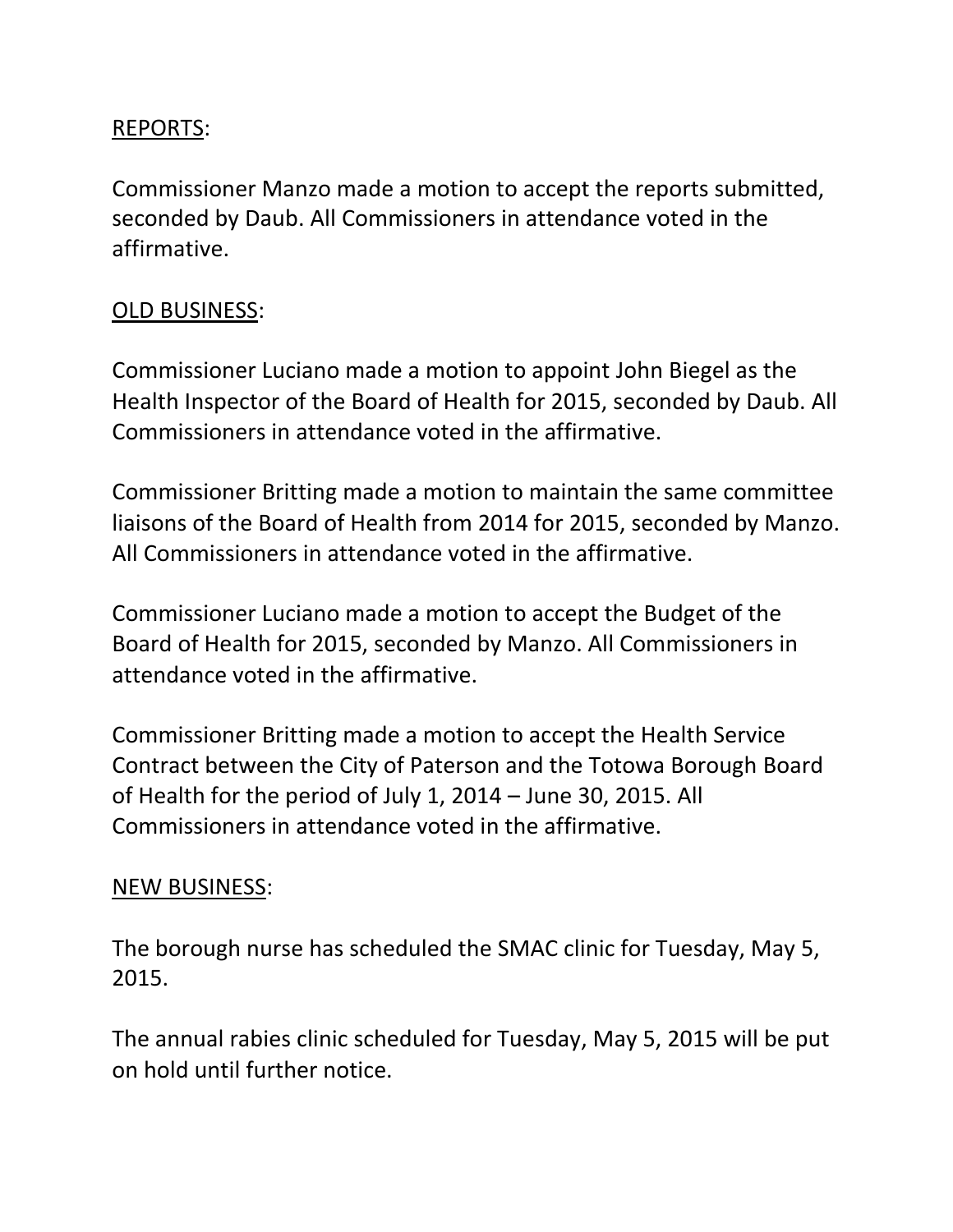<u>REPORTS</u>:

Commissioner Manzo made a motion to accept the reports submitted, seconded by Daub. All Commissioners in attendance voted in the affirmative.

<u>OLD BUSINESS</u>:

Commissioner Luciano made a motion to appoint John Biegel as the Health Inspector of the Board of Health for 2015, seconded by Daub. All Commissioners in attendance voted in the affirmative.

Commissioner Britting made a motion to maintain the same committee liaisons of the Board of Health from 2014 for 2015, seconded by Manzo. All Commissioners in attendance voted in the affirmative.

Commissioner Luciano made a motion to accept the Budget of the Board of Health for 2015, seconded by Manzo. All Commissioners in attendance voted in the affirmative.

Commissioner Britting made a motion to accept the Health Service Contract between the City of Paterson and the Totowa Borough Board of Health for the period of July 1, 2014 – June 30, 2015. All Commissioners in attendance voted in the affirmative.

<u>NEW BUSINESS</u>:

The borough nurse has scheduled the SMAC clinic for Tuesday, May 5, 2015.

The annual rabies clinic scheduled for Tuesday, May 5, 2015 will be put on hold until further notice.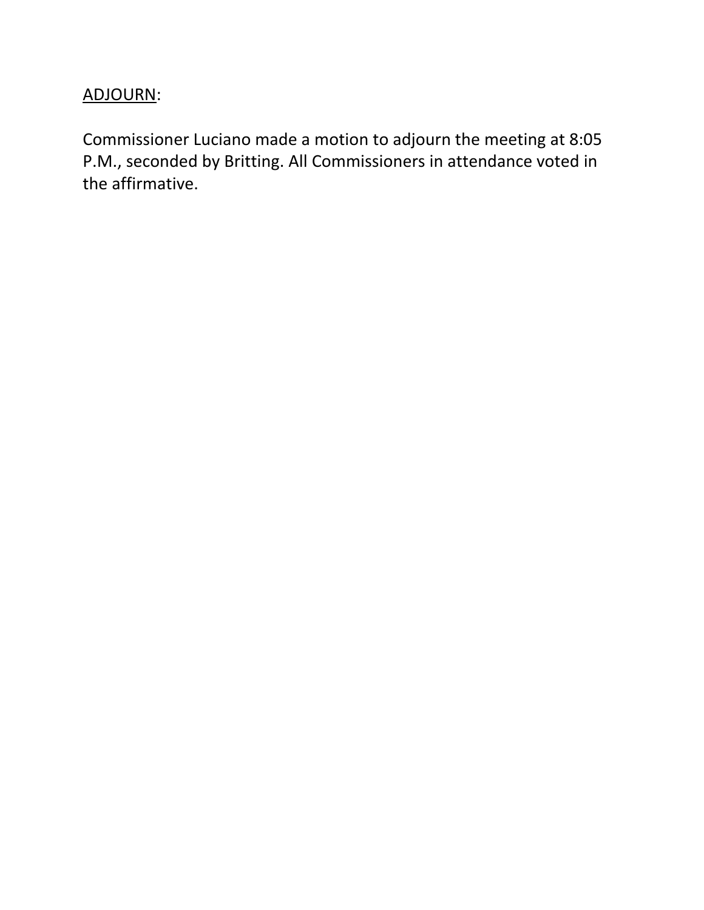ADJOURN:

Commissioner Luciano made a motion to adjourn the meeting at 8:05 P.M., seconded by Britting. All Commissioners in attendance voted in the affirmative.